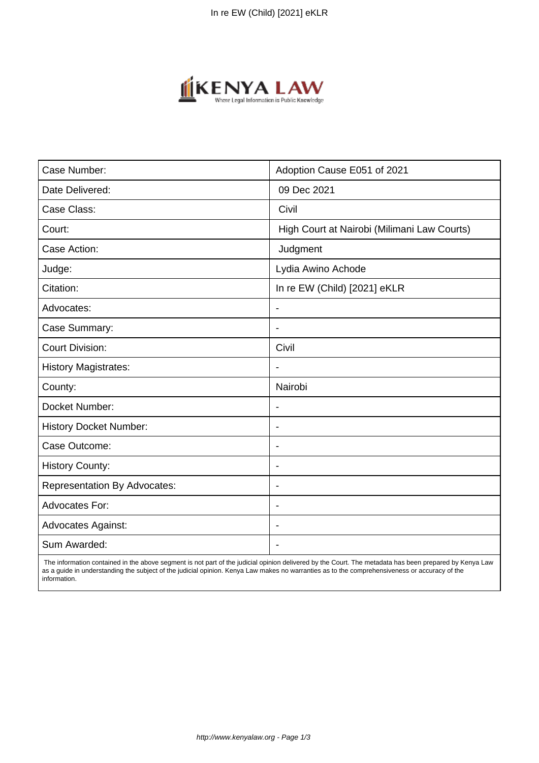| | |
|---|---|
| Case Number: | Adoption Cause E051 of 2021 |
| Date Delivered: | 09 Dec 2021 |
| Case Class: | Civil |
| Court: | High Court at Nairobi (Milimani Law Courts) |
| Case Action: | Judgment |
| Judge: | Lydia Awino Achode |
| Citation: | In re EW (Child) [2021] eKLR |
| Advocates: | - |
| Case Summary: | - |
| Court Division: | Civil |
| History Magistrates: | - |
| County: | Nairobi |
| Docket Number: | - |
| History Docket Number: | - |
| Case Outcome: | - |
| History County: | - |
| Representation By Advocates: | - |
| Advocates For: | - |
| Advocates Against: | - |
| Sum Awarded: | - |

The information contained in the above segment is not part of the judicial opinion delivered by the Court. The metadata has been prepared by Kenya Law as a guide in understanding the subject of the judicial opinion. Kenya Law makes no warranties as to the comprehensiveness or accuracy of the information.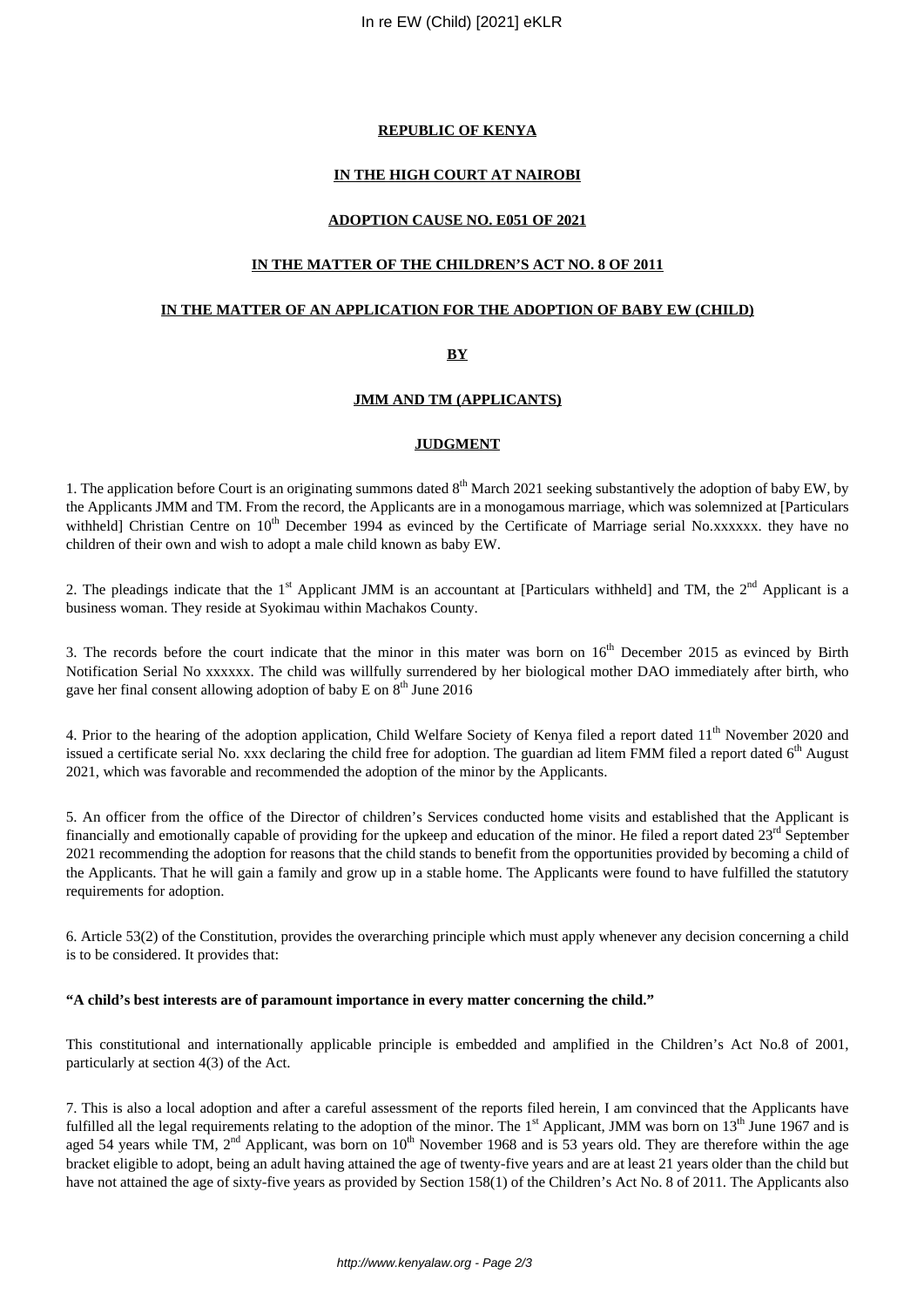**REPUBLIC OF KENYA**

**IN THE HIGH COURT AT NAIROBI**

**ADOPTION CAUSE NO. E051 OF 2021**

**IN THE MATTER OF THE CHILDREN'S ACT NO. 8 OF 2011**

**IN THE MATTER OF AN APPLICATION FOR THE ADOPTION OF BABY EW (CHILD)**

**BY**

**JMM AND TM (APPLICANTS)**

**JUDGMENT**

1. The application before Court is an originating summons dated 8th March 2021 seeking substantively the adoption of baby EW, by the Applicants JMM and TM. From the record, the Applicants are in a monogamous marriage, which was solemnized at [Particulars withheld] Christian Centre on 10th December 1994 as evinced by the Certificate of Marriage serial No.xxxxxx. they have no children of their own and wish to adopt a male child known as baby EW.

2. The pleadings indicate that the 1st Applicant JMM is an accountant at [Particulars withheld] and TM, the 2nd Applicant is a business woman. They reside at Syokimau within Machakos County.

3. The records before the court indicate that the minor in this mater was born on 16th December 2015 as evinced by Birth Notification Serial No xxxxxx. The child was willfully surrendered by her biological mother DAO immediately after birth, who gave her final consent allowing adoption of baby E on 8th June 2016

4. Prior to the hearing of the adoption application, Child Welfare Society of Kenya filed a report dated 11th November 2020 and issued a certificate serial No. xxx declaring the child free for adoption. The guardian ad litem FMM filed a report dated 6th August 2021, which was favorable and recommended the adoption of the minor by the Applicants.

5. An officer from the office of the Director of children's Services conducted home visits and established that the Applicant is financially and emotionally capable of providing for the upkeep and education of the minor. He filed a report dated 23rd September 2021 recommending the adoption for reasons that the child stands to benefit from the opportunities provided by becoming a child of the Applicants. That he will gain a family and grow up in a stable home. The Applicants were found to have fulfilled the statutory requirements for adoption.

6. Article 53(2) of the Constitution, provides the overarching principle which must apply whenever any decision concerning a child is to be considered. It provides that:

**"A child's best interests are of paramount importance in every matter concerning the child."**

This constitutional and internationally applicable principle is embedded and amplified in the Children's Act No.8 of 2001, particularly at section 4(3) of the Act.

7. This is also a local adoption and after a careful assessment of the reports filed herein, I am convinced that the Applicants have fulfilled all the legal requirements relating to the adoption of the minor. The 1st Applicant, JMM was born on 13th June 1967 and is aged 54 years while TM, 2nd Applicant, was born on 10th November 1968 and is 53 years old. They are therefore within the age bracket eligible to adopt, being an adult having attained the age of twenty-five years and are at least 21 years older than the child but have not attained the age of sixty-five years as provided by Section 158(1) of the Children's Act No. 8 of 2011. The Applicants also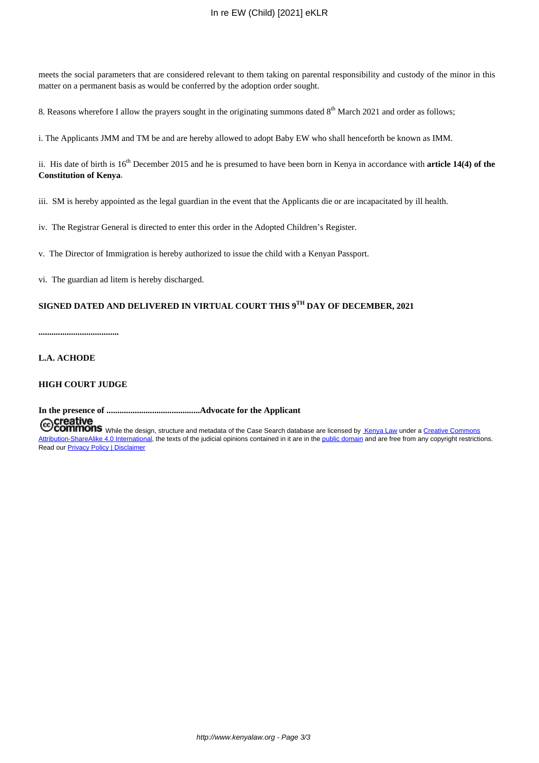meets the social parameters that are considered relevant to them taking on parental responsibility and custody of the minor in this matter on a permanent basis as would be conferred by the adoption order sought.

8. Reasons wherefore I allow the prayers sought in the originating summons dated 8th March 2021 and order as follows;

i. The Applicants JMM and TM be and are hereby allowed to adopt Baby EW who shall henceforth be known as IMM.

ii. His date of birth is 16th December 2015 and he is presumed to have been born in Kenya in accordance with **article 14(4) of the Constitution of Kenya**.

iii. SM is hereby appointed as the legal guardian in the event that the Applicants die or are incapacitated by ill health.

iv. The Registrar General is directed to enter this order in the Adopted Children's Register.

v. The Director of Immigration is hereby authorized to issue the child with a Kenyan Passport.

vi. The guardian ad litem is hereby discharged.

**SIGNED DATED AND DELIVERED IN VIRTUAL COURT THIS 9TH DAY OF DECEMBER, 2021**

**.....................................**

**L.A. ACHODE**

**HIGH COURT JUDGE**

**In the presence of ............................................Advocate for the Applicant**

While the design, structure and metadata of the Case Search database are licensed by Kenya Law under a Creative Commons Attribution-ShareAlike 4.0 International, the texts of the judicial opinions contained in it are in the public domain and are free from any copyright restrictions. Read our Privacy Policy | Disclaimer